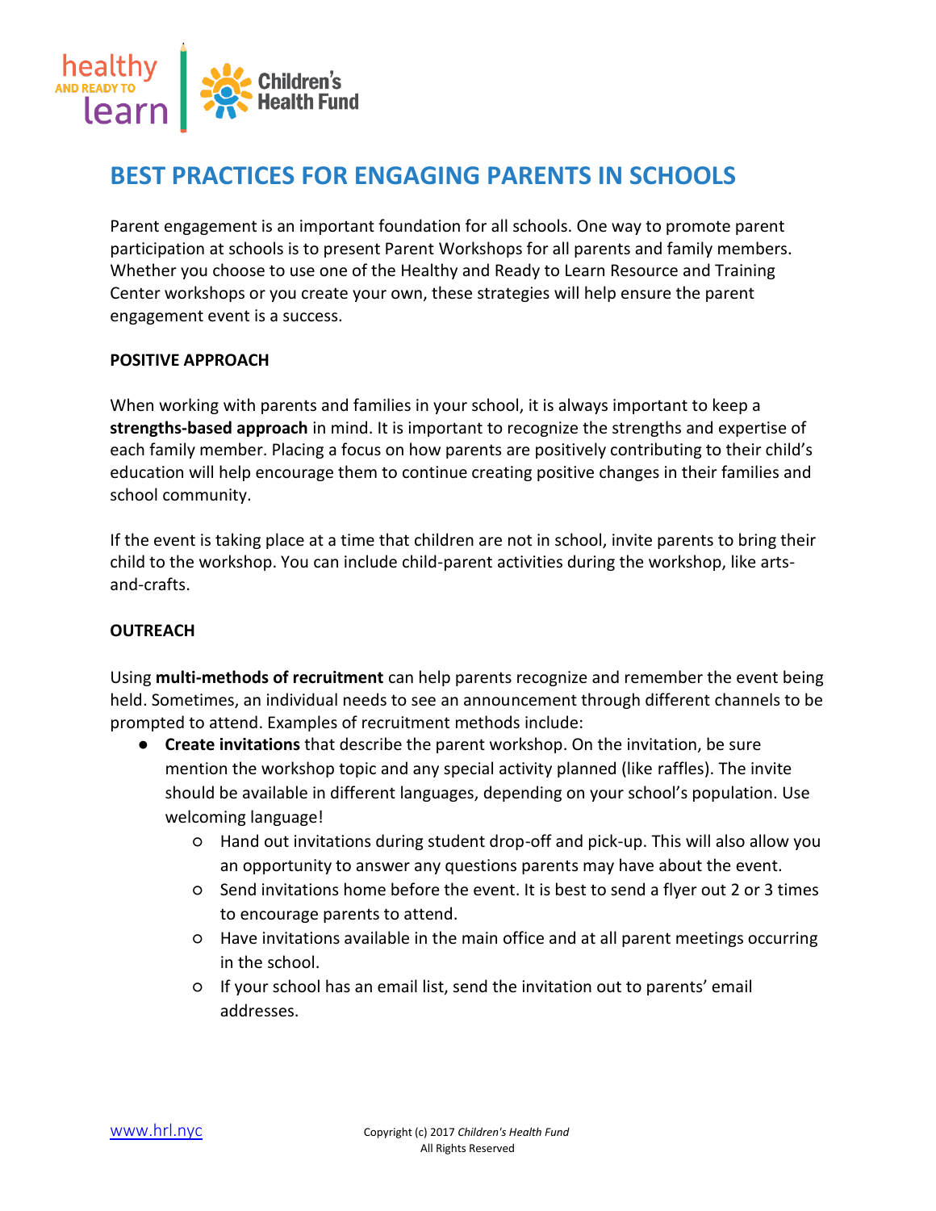# BEST PRACTICES FOR ENGAGING PARENTS IN SCHOOLS

Parent engagement is an important foundation for all schools. One way to promote parent participation at schools is to present Parent Workshops for all parents and family members. Whether you choose to use one of the Healthy and Ready to Learn Resource and Training Center workshops or you create your own, these strategies will help ensure the parent engagement event is a success.

**POSITIVE APPROACH**

When working with parents and families in your school, it is always important to keep a **strengths-based approach** in mind. It is important to recognize the strengths and expertise of each family member. Placing a focus on how parents are positively contributing to their child's education will help encourage them to continue creating positive changes in their families and school community.

If the event is taking place at a time that children are not in school, invite parents to bring their child to the workshop. You can include child-parent activities during the workshop, like arts-and-crafts.

**OUTREACH**

Using **multi-methods of recruitment** can help parents recognize and remember the event being held. Sometimes, an individual needs to see an announcement through different channels to be prompted to attend. Examples of recruitment methods include:

- **Create invitations** that describe the parent workshop. On the invitation, be sure mention the workshop topic and any special activity planned (like raffles). The invite should be available in different languages, depending on your school's population. Use welcoming language!
  - Hand out invitations during student drop-off and pick-up. This will also allow you an opportunity to answer any questions parents may have about the event.
  - Send invitations home before the event. It is best to send a flyer out 2 or 3 times to encourage parents to attend.
  - Have invitations available in the main office and at all parent meetings occurring in the school.
  - If your school has an email list, send the invitation out to parents' email addresses.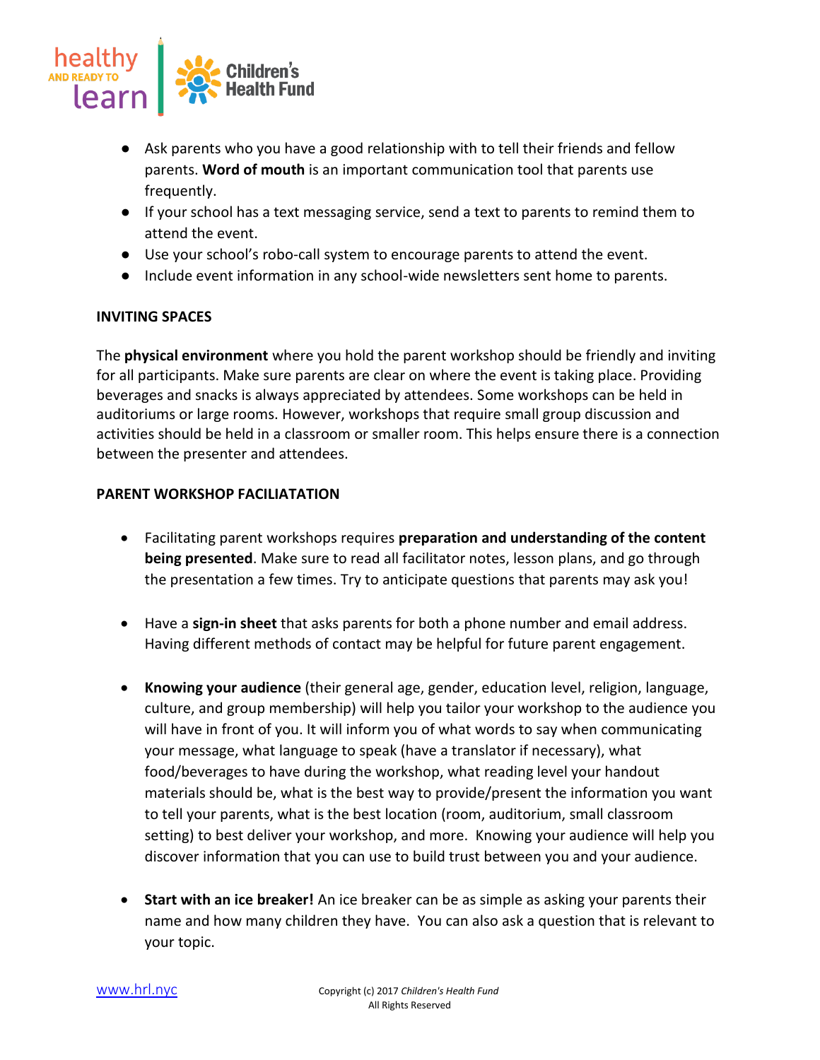- Ask parents who you have a good relationship with to tell their friends and fellow parents. **Word of mouth** is an important communication tool that parents use frequently.
- If your school has a text messaging service, send a text to parents to remind them to attend the event.
- Use your school's robo-call system to encourage parents to attend the event.
- Include event information in any school-wide newsletters sent home to parents.

**INVITING SPACES**

The **physical environment** where you hold the parent workshop should be friendly and inviting for all participants. Make sure parents are clear on where the event is taking place. Providing beverages and snacks is always appreciated by attendees. Some workshops can be held in auditoriums or large rooms. However, workshops that require small group discussion and activities should be held in a classroom or smaller room. This helps ensure there is a connection between the presenter and attendees.

**PARENT WORKSHOP FACILIATATION**

- Facilitating parent workshops requires **preparation and understanding of the content being presented**. Make sure to read all facilitator notes, lesson plans, and go through the presentation a few times. Try to anticipate questions that parents may ask you!

- Have a **sign-in sheet** that asks parents for both a phone number and email address. Having different methods of contact may be helpful for future parent engagement.

- **Knowing your audience** (their general age, gender, education level, religion, language, culture, and group membership) will help you tailor your workshop to the audience you will have in front of you. It will inform you of what words to say when communicating your message, what language to speak (have a translator if necessary), what food/beverages to have during the workshop, what reading level your handout materials should be, what is the best way to provide/present the information you want to tell your parents, what is the best location (room, auditorium, small classroom setting) to best deliver your workshop, and more. Knowing your audience will help you discover information that you can use to build trust between you and your audience.

- **Start with an ice breaker!** An ice breaker can be as simple as asking your parents their name and how many children they have. You can also ask a question that is relevant to your topic.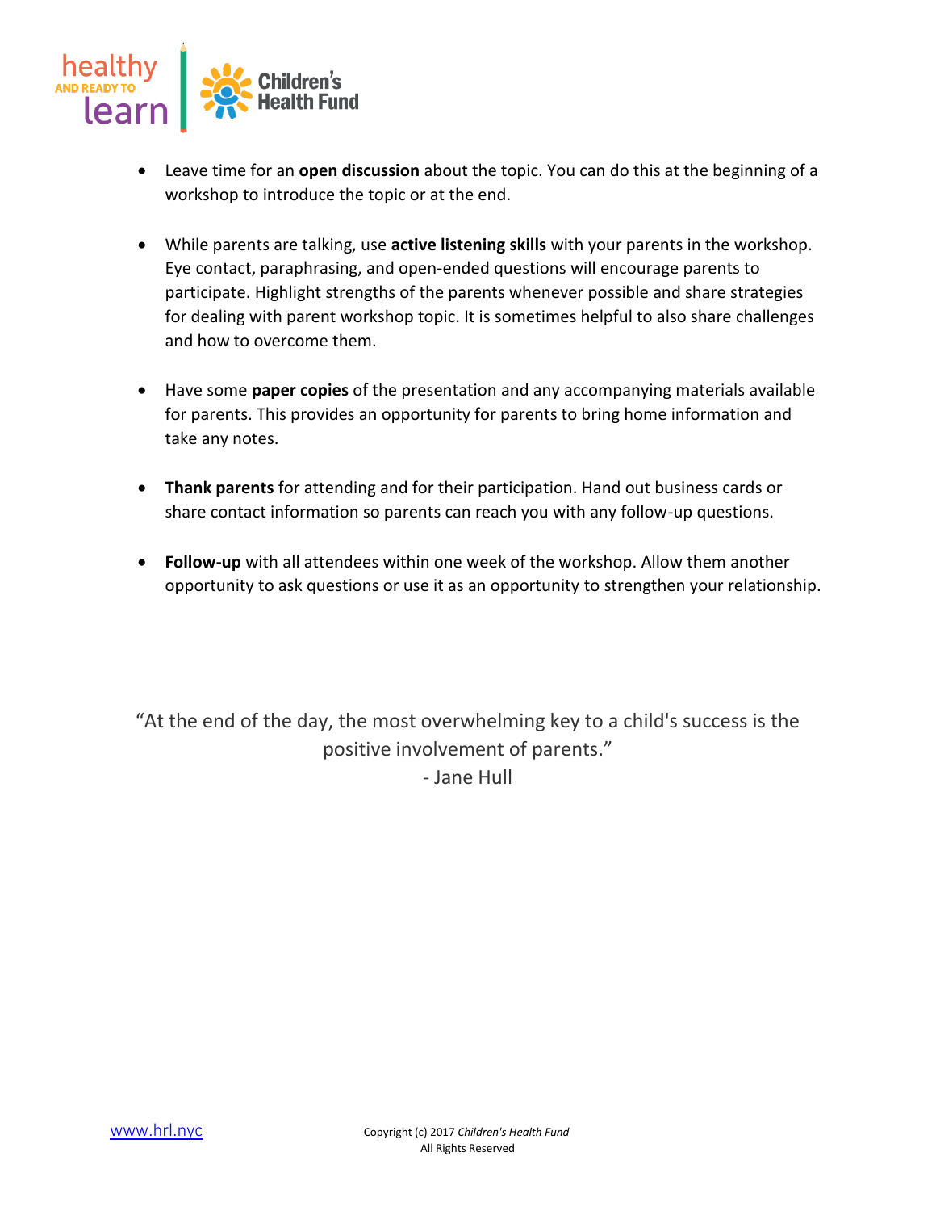- Leave time for an **open discussion** about the topic. You can do this at the beginning of a workshop to introduce the topic or at the end.

- While parents are talking, use **active listening skills** with your parents in the workshop. Eye contact, paraphrasing, and open-ended questions will encourage parents to participate. Highlight strengths of the parents whenever possible and share strategies for dealing with parent workshop topic. It is sometimes helpful to also share challenges and how to overcome them.

- Have some **paper copies** of the presentation and any accompanying materials available for parents. This provides an opportunity for parents to bring home information and take any notes.

- **Thank parents** for attending and for their participation. Hand out business cards or share contact information so parents can reach you with any follow-up questions.

- **Follow-up** with all attendees within one week of the workshop. Allow them another opportunity to ask questions or use it as an opportunity to strengthen your relationship.

"At the end of the day, the most overwhelming key to a child's success is the positive involvement of parents."
- Jane Hull